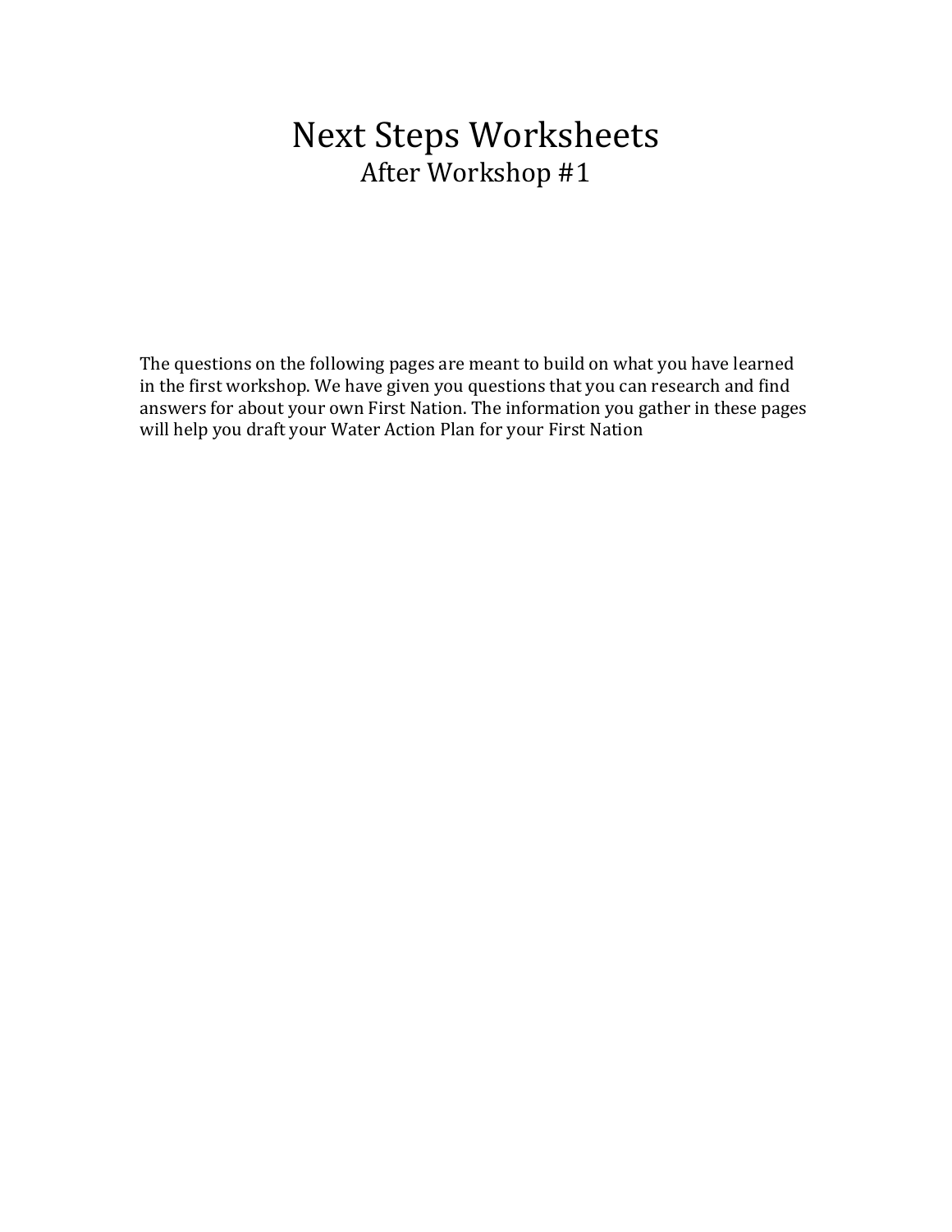# Next Steps Worksheets

## After Workshop #1

The questions on the following pages are meant to build on what you have learned in the first workshop. We have given you questions that you can research and find answers for about your own First Nation. The information you gather in these pages will help you draft your Water Action Plan for your First Nation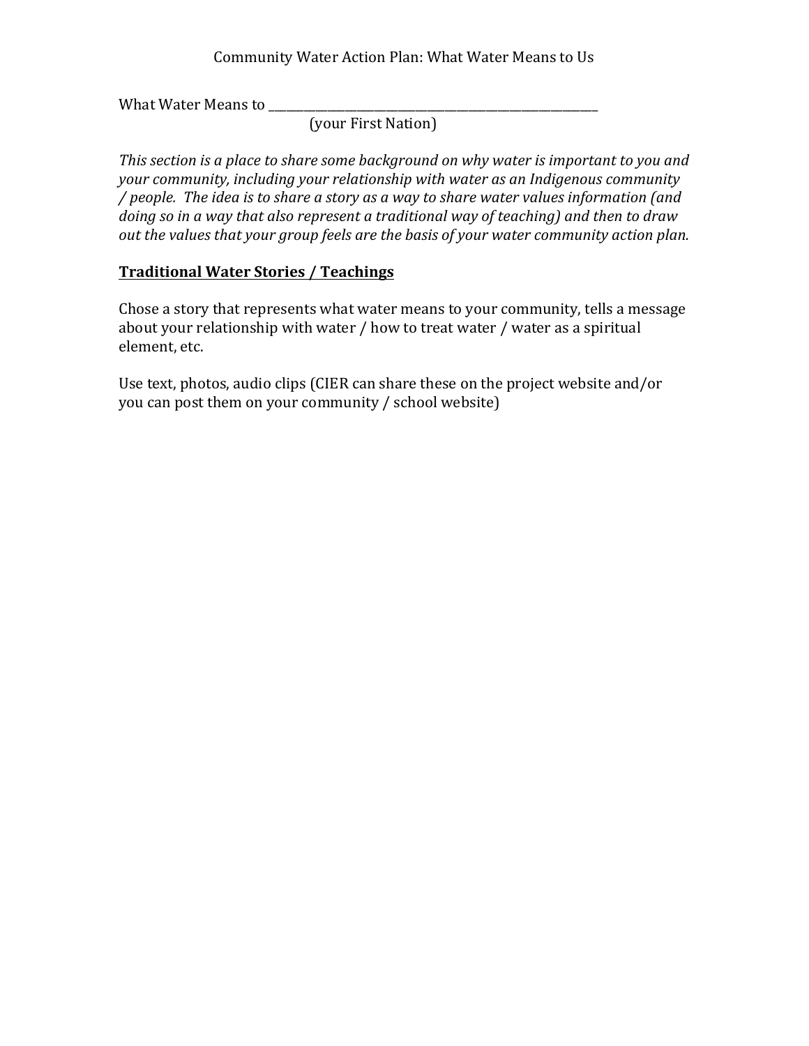# Community Water Action Plan: What Water Means to Us

What Water Means to ______________________________________________
(your First Nation)

*This section is a place to share some background on why water is important to you and your community, including your relationship with water as an Indigenous community / people. The idea is to share a story as a way to share water values information (and doing so in a way that also represent a traditional way of teaching) and then to draw out the values that your group feels are the basis of your water community action plan.*

## Traditional Water Stories / Teachings

Chose a story that represents what water means to your community, tells a message about your relationship with water / how to treat water / water as a spiritual element, etc.

Use text, photos, audio clips (CIER can share these on the project website and/or you can post them on your community / school website)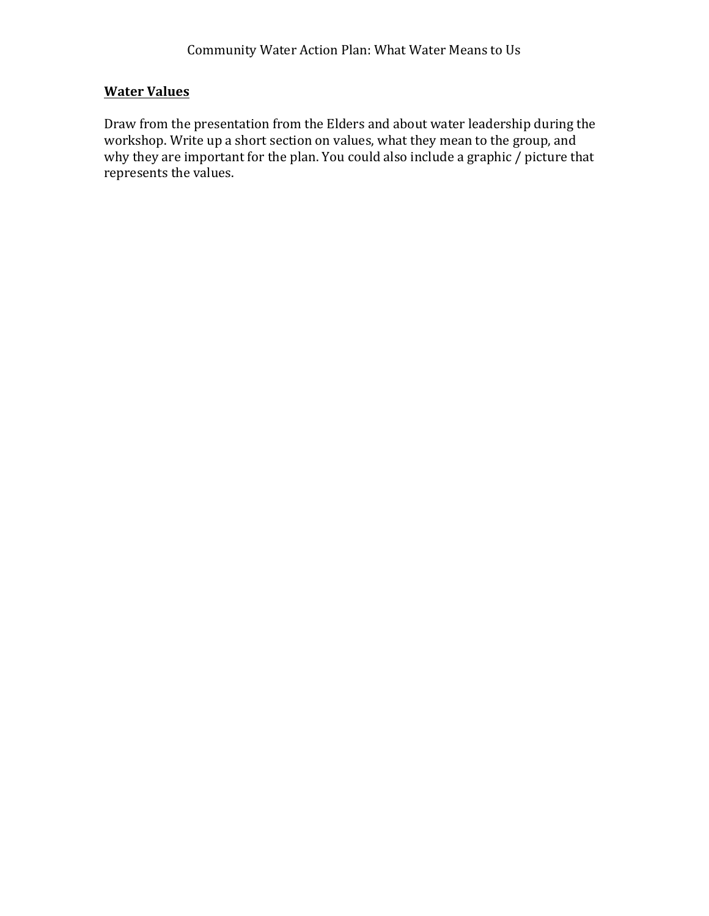## Water Values

Draw from the presentation from the Elders and about water leadership during the workshop. Write up a short section on values, what they mean to the group, and why they are important for the plan. You could also include a graphic / picture that represents the values.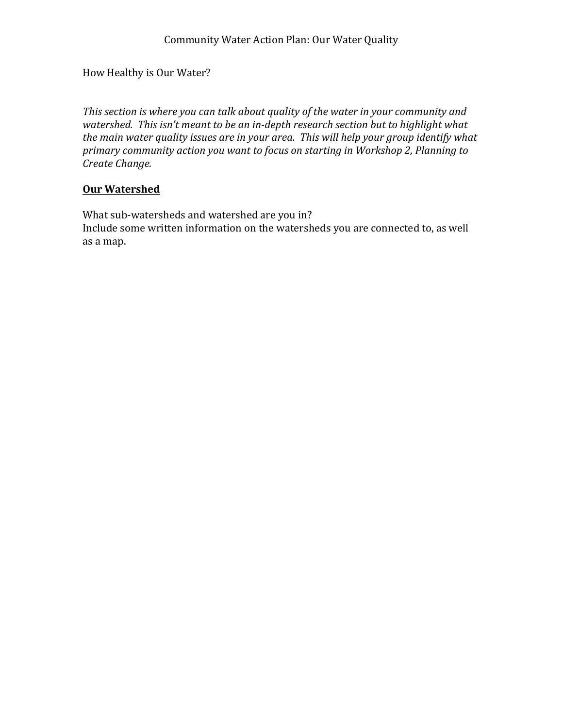# Community Water Action Plan: Our Water Quality

## How Healthy is Our Water?

*This section is where you can talk about quality of the water in your community and watershed. This isn't meant to be an in-depth research section but to highlight what the main water quality issues are in your area. This will help your group identify what primary community action you want to focus on starting in Workshop 2, Planning to Create Change.*

### **Our Watershed**

What sub-watersheds and watershed are you in?
Include some written information on the watersheds you are connected to, as well as a map.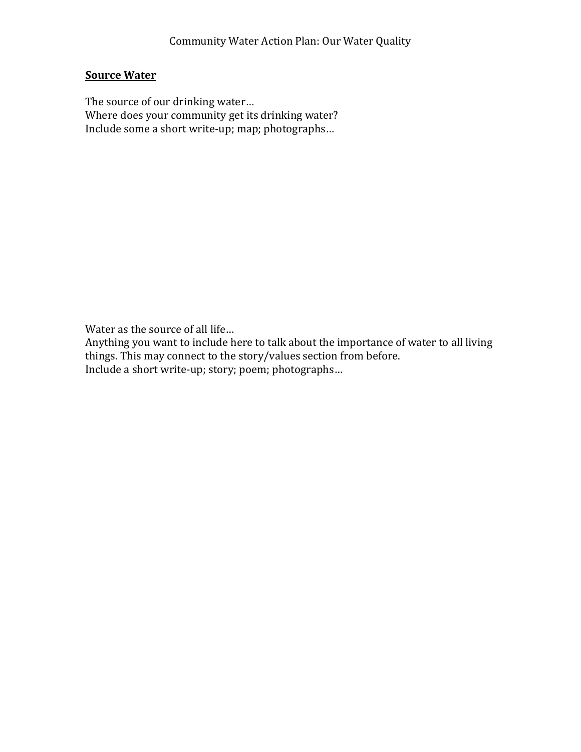# Community Water Action Plan: Our Water Quality

## Source Water

The source of our drinking water…
Where does your community get its drinking water?
Include some a short write-up; map; photographs…

Water as the source of all life…
Anything you want to include here to talk about the importance of water to all living things. This may connect to the story/values section from before.
Include a short write-up; story; poem; photographs…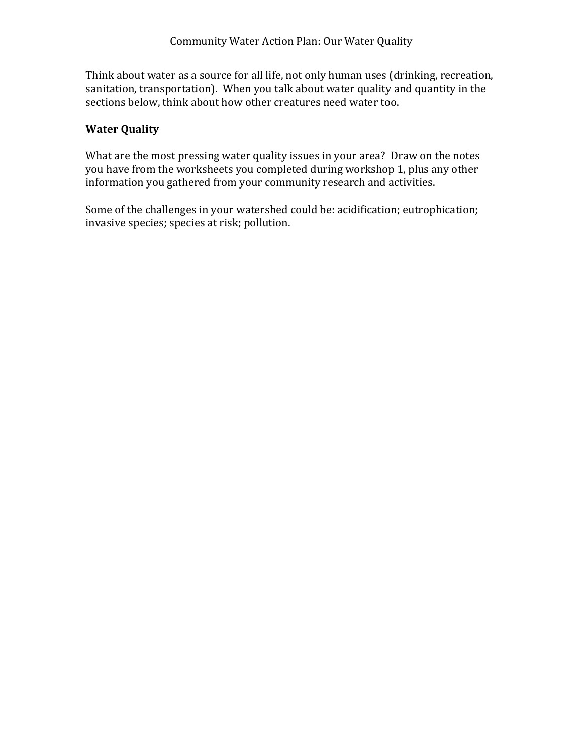# Community Water Action Plan: Our Water Quality

Think about water as a source for all life, not only human uses (drinking, recreation, sanitation, transportation). When you talk about water quality and quantity in the sections below, think about how other creatures need water too.

## <u>Water Quality</u>

What are the most pressing water quality issues in your area? Draw on the notes you have from the worksheets you completed during workshop 1, plus any other information you gathered from your community research and activities.

Some of the challenges in your watershed could be: acidification; eutrophication; invasive species; species at risk; pollution.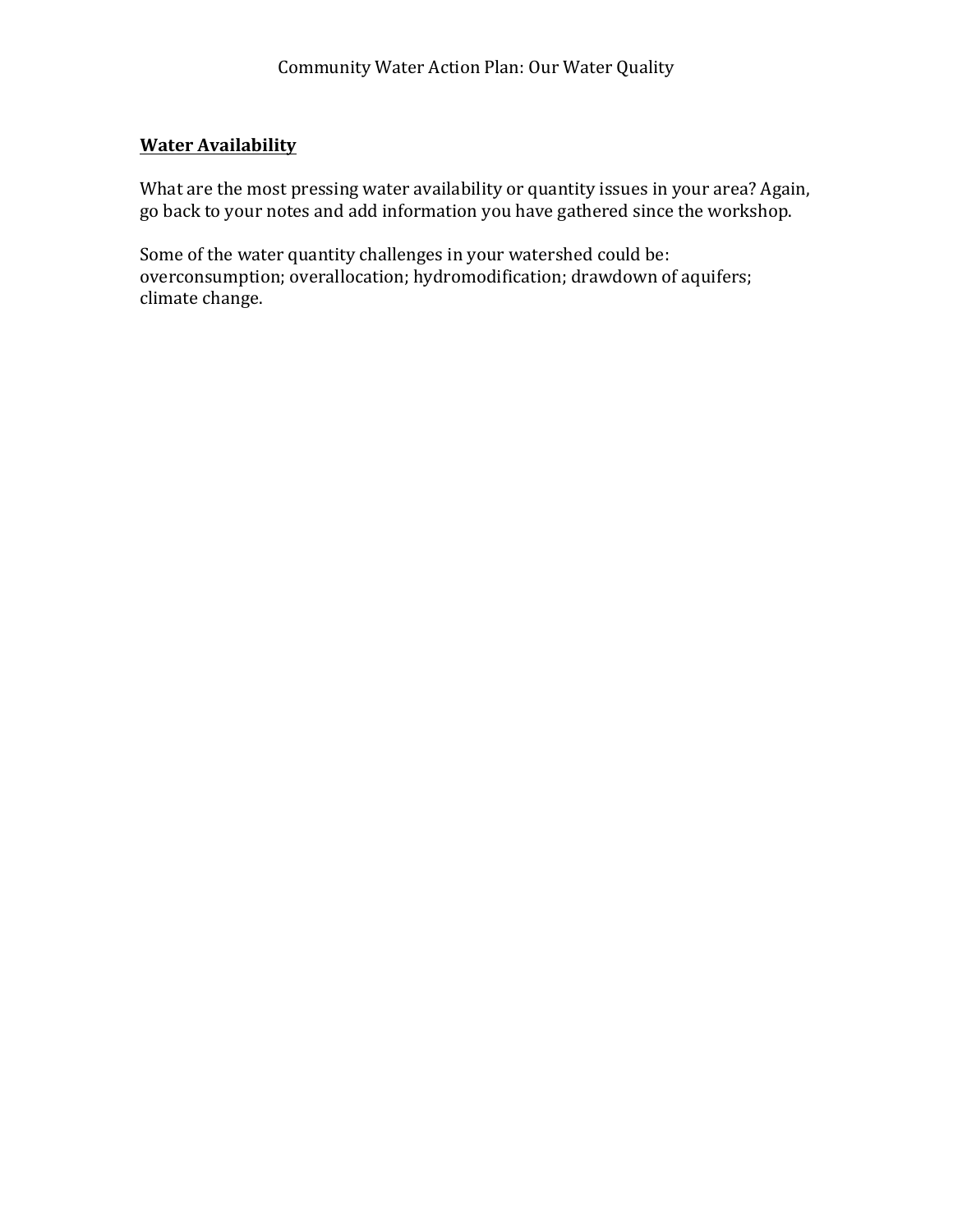## Water Availability

What are the most pressing water availability or quantity issues in your area? Again, go back to your notes and add information you have gathered since the workshop.

Some of the water quantity challenges in your watershed could be: overconsumption; overallocation; hydromodification; drawdown of aquifers; climate change.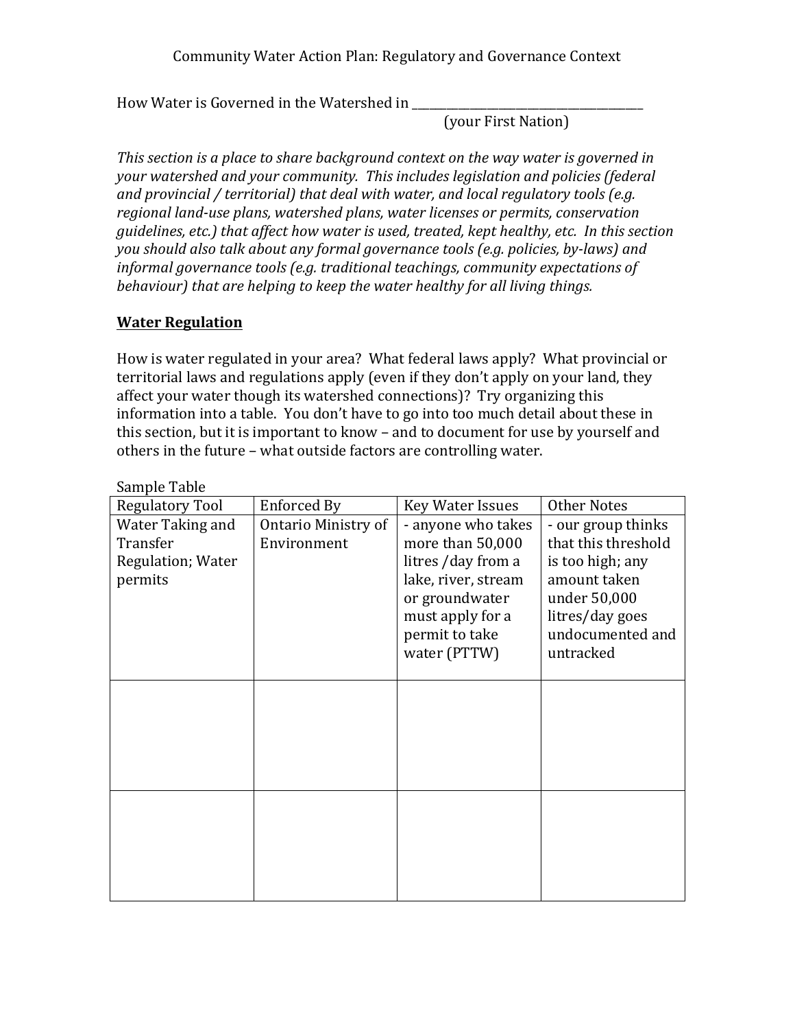# Community Water Action Plan: Regulatory and Governance Context

How Water is Governed in the Watershed in ________________________________________
(your First Nation)

*This section is a place to share background context on the way water is governed in your watershed and your community. This includes legislation and policies (federal and provincial / territorial) that deal with water, and local regulatory tools (e.g. regional land-use plans, watershed plans, water licenses or permits, conservation guidelines, etc.) that affect how water is used, treated, kept healthy, etc. In this section you should also talk about any formal governance tools (e.g. policies, by-laws) and informal governance tools (e.g. traditional teachings, community expectations of behaviour) that are helping to keep the water healthy for all living things.*

## Water Regulation

How is water regulated in your area? What federal laws apply? What provincial or territorial laws and regulations apply (even if they don't apply on your land, they affect your water though its watershed connections)? Try organizing this information into a table. You don't have to go into too much detail about these in this section, but it is important to know – and to document for use by yourself and others in the future – what outside factors are controlling water.

Sample Table

| Regulatory Tool | Enforced By | Key Water Issues | Other Notes |
|---|---|---|---|
| Water Taking and Transfer Regulation; Water permits | Ontario Ministry of Environment | - anyone who takes more than 50,000 litres /day from a lake, river, stream or groundwater must apply for a permit to take water (PTTW) | - our group thinks that this threshold is too high; any amount taken under 50,000 litres/day goes undocumented and untracked |
| | | | |
| | | | |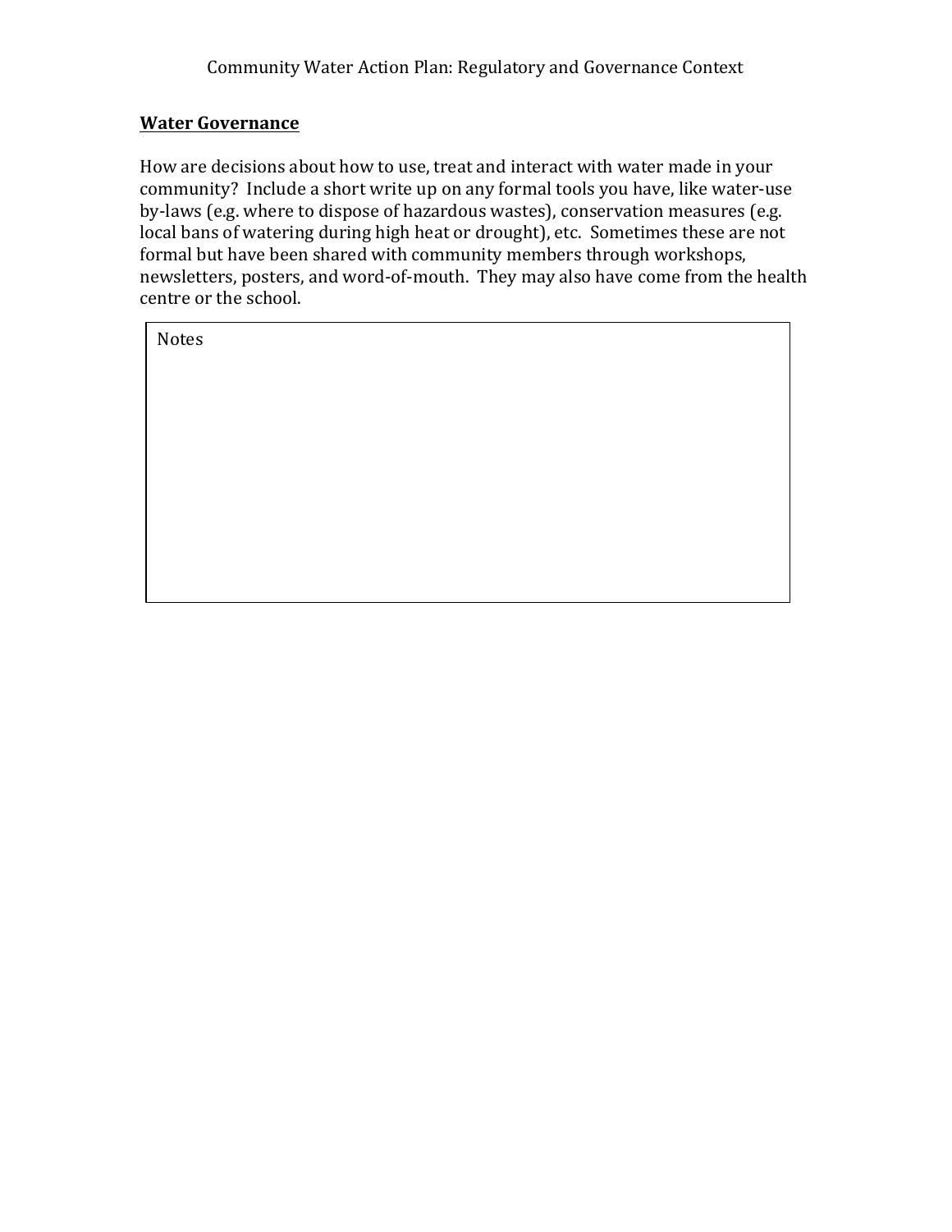Community Water Action Plan: Regulatory and Governance Context

## Water Governance

How are decisions about how to use, treat and interact with water made in your community? Include a short write up on any formal tools you have, like water-use by-laws (e.g. where to dispose of hazardous wastes), conservation measures (e.g. local bans of watering during high heat or drought), etc. Sometimes these are not formal but have been shared with community members through workshops, newsletters, posters, and word-of-mouth. They may also have come from the health centre or the school.

| Notes |
| --- |
| |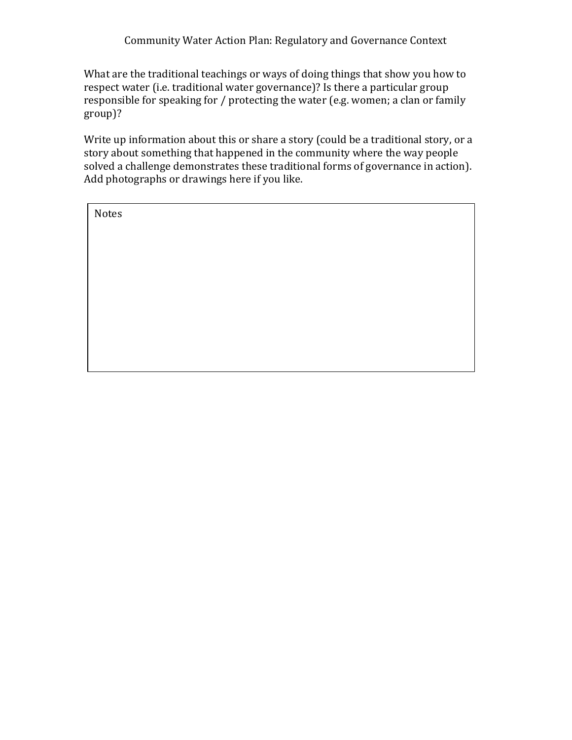Community Water Action Plan: Regulatory and Governance Context

What are the traditional teachings or ways of doing things that show you how to respect water (i.e. traditional water governance)? Is there a particular group responsible for speaking for / protecting the water (e.g. women; a clan or family group)?

Write up information about this or share a story (could be a traditional story, or a story about something that happened in the community where the way people solved a challenge demonstrates these traditional forms of governance in action). Add photographs or drawings here if you like.

| Notes |
| --- |
| |